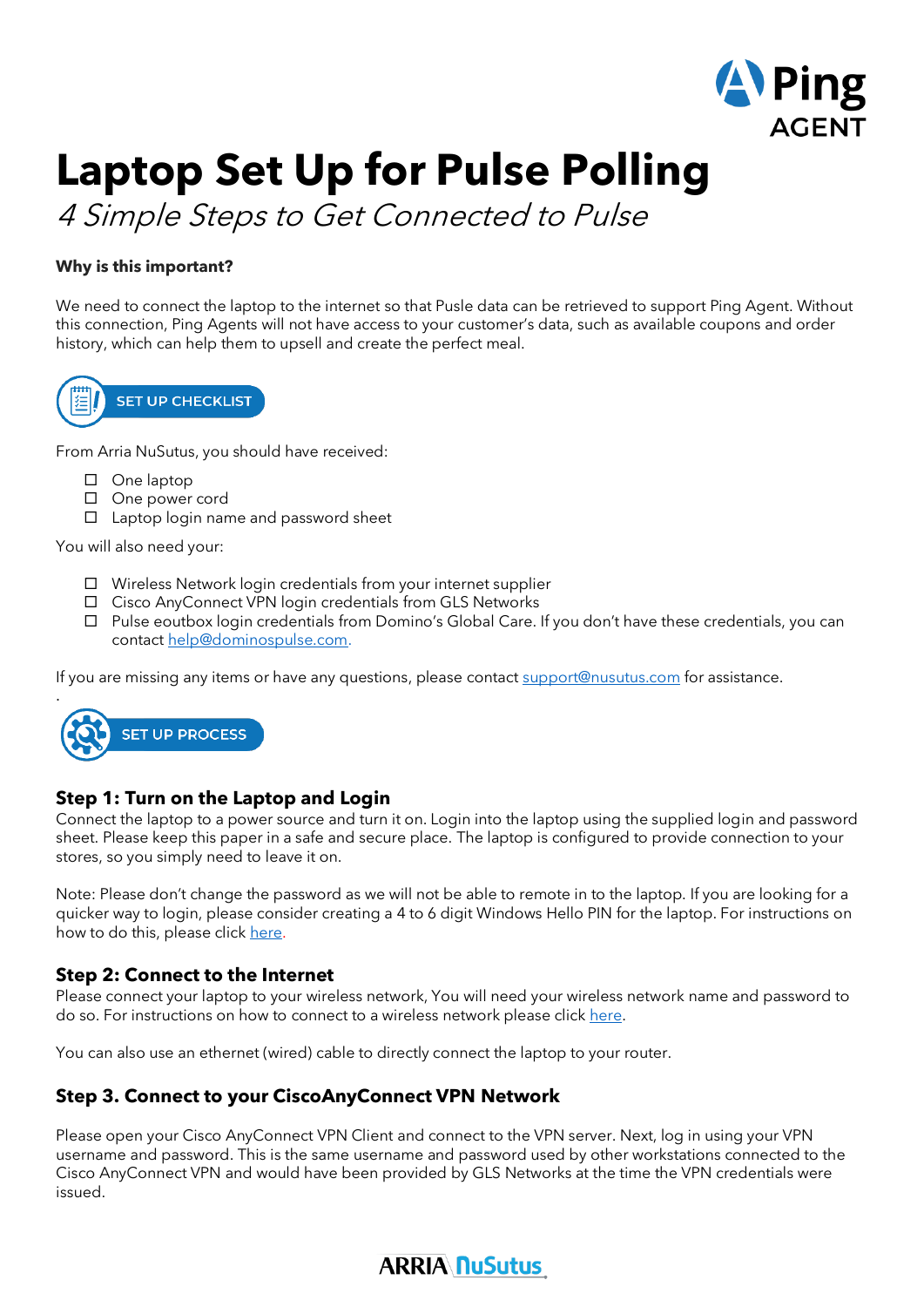Ping AGENT

# Laptop Set Up for Pulse Polling

*4 Simple Steps to Get Connected to Pulse*

**Why is this important?**

We need to connect the laptop to the internet so that Pusle data can be retrieved to support Ping Agent. Without this connection, Ping Agents will not have access to your customer's data, such as available coupons and order history, which can help them to upsell and create the perfect meal.

**SET UP CHECKLIST**

From Arria NuSutus, you should have received:

- ☐ One laptop
- ☐ One power cord
- ☐ Laptop login name and password sheet

You will also need your:

- ☐ Wireless Network login credentials from your internet supplier
- ☐ Cisco AnyConnect VPN login credentials from GLS Networks
- ☐ Pulse eoutbox login credentials from Domino's Global Care. If you don't have these credentials, you can contact help@dominospulse.com.

If you are missing any items or have any questions, please contact support@nusutus.com for assistance.

.

**SET UP PROCESS**

### Step 1: Turn on the Laptop and Login

Connect the laptop to a power source and turn it on. Login into the laptop using the supplied login and password sheet. Please keep this paper in a safe and secure place. The laptop is configured to provide connection to your stores, so you simply need to leave it on.

Note: Please don't change the password as we will not be able to remote in to the laptop. If you are looking for a quicker way to login, please consider creating a 4 to 6 digit Windows Hello PIN for the laptop. For instructions on how to do this, please click here.

### Step 2: Connect to the Internet

Please connect your laptop to your wireless network, You will need your wireless network name and password to do so. For instructions on how to connect to a wireless network please click here.

You can also use an ethernet (wired) cable to directly connect the laptop to your router.

### Step 3. Connect to your CiscoAnyConnect VPN Network

Please open your Cisco AnyConnect VPN Client and connect to the VPN server. Next, log in using your VPN username and password. This is the same username and password used by other workstations connected to the Cisco AnyConnect VPN and would have been provided by GLS Networks at the time the VPN credentials were issued.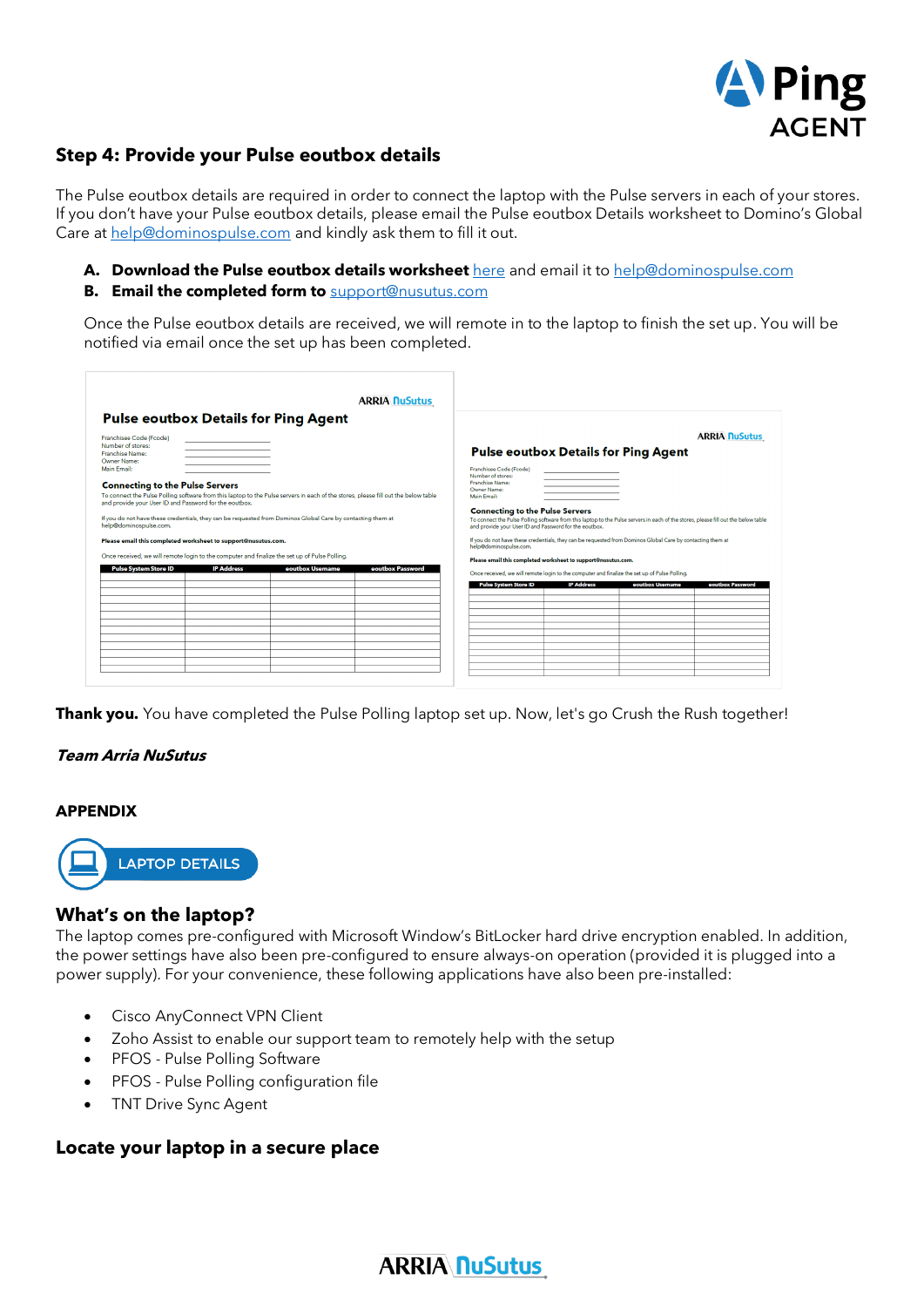## Step 4: Provide your Pulse eoutbox details

The Pulse eoutbox details are required in order to connect the laptop with the Pulse servers in each of your stores. If you don't have your Pulse eoutbox details, please email the Pulse eoutbox Details worksheet to Domino's Global Care at help@dominospulse.com and kindly ask them to fill it out.

**A. Download the Pulse eoutbox details worksheet** here and email it to help@dominospulse.com
**B. Email the completed form to** support@nusutus.com

Once the Pulse eoutbox details are received, we will remote in to the laptop to finish the set up. You will be notified via email once the set up has been completed.

**Thank you.** You have completed the Pulse Polling laptop set up. Now, let's go Crush the Rush together!

***Team Arria NuSutus***

### APPENDIX

LAPTOP DETAILS

## What's on the laptop?

The laptop comes pre-configured with Microsoft Window's BitLocker hard drive encryption enabled. In addition, the power settings have also been pre-configured to ensure always-on operation (provided it is plugged into a power supply). For your convenience, these following applications have also been pre-installed:

- Cisco AnyConnect VPN Client
- Zoho Assist to enable our support team to remotely help with the setup
- PFOS - Pulse Polling Software
- PFOS - Pulse Polling configuration file
- TNT Drive Sync Agent

## Locate your laptop in a secure place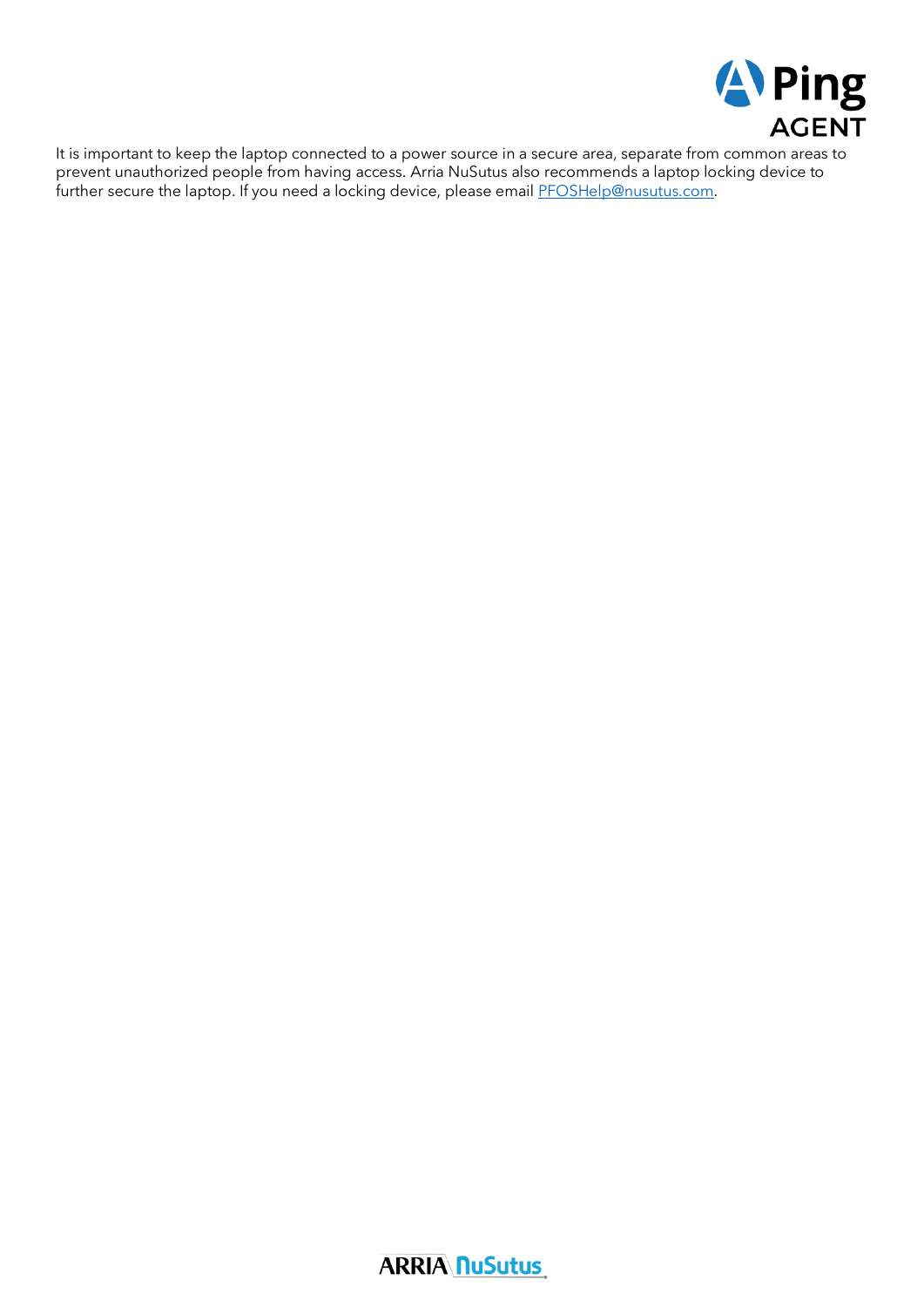It is important to keep the laptop connected to a power source in a secure area, separate from common areas to prevent unauthorized people from having access. Arria NuSutus also recommends a laptop locking device to further secure the laptop. If you need a locking device, please email PFOSHelp@nusutus.com.